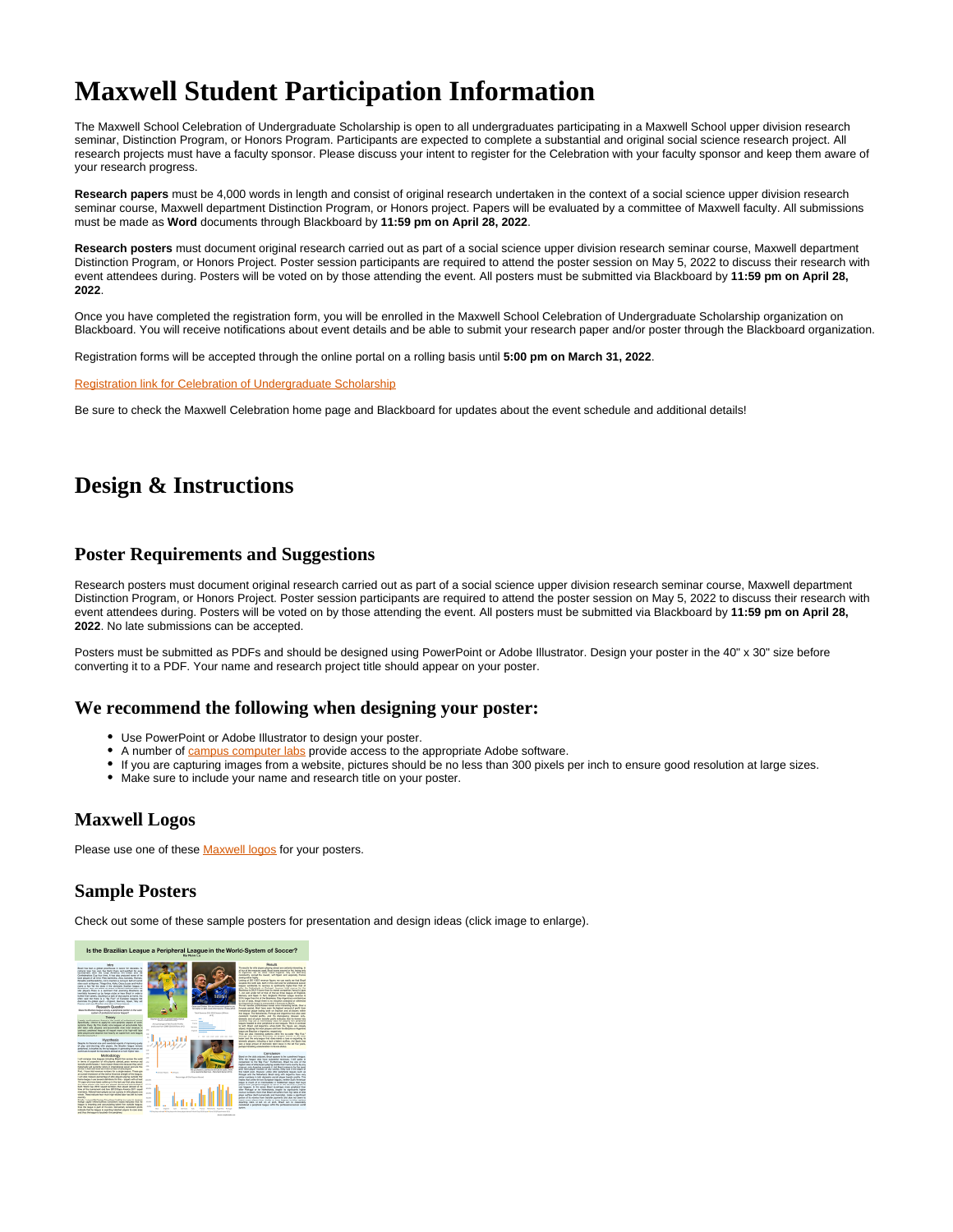# Maxwell Student Participation Information

The Maxwell School Celebration of Undergraduate Scholarship is open to all undergraduates participating in a Maxwell School upper division research seminar, Distinction Program, or Honors Program. Participants are expected to complete a substantial and original social science research project. All research projects must have a faculty sponsor. Please discuss your intent to register for the Celebration with your faculty sponsor and keep them aware of your research progress.

**Research papers** must be 4,000 words in length and consist of original research undertaken in the context of a social science upper division research seminar course, Maxwell department Distinction Program, or Honors project. Papers will be evaluated by a committee of Maxwell faculty. All submissions must be made as **Word** documents through Blackboard by **11:59 pm on April 28, 2022**.

**Research posters** must document original research carried out as part of a social science upper division research seminar course, Maxwell department Distinction Program, or Honors Project. Poster session participants are required to attend the poster session on May 5, 2022 to discuss their research with event attendees during. Posters will be voted on by those attending the event. All posters must be submitted via Blackboard by **11:59 pm on April 28, 2022**.

Once you have completed the registration form, you will be enrolled in the Maxwell School Celebration of Undergraduate Scholarship organization on Blackboard. You will receive notifications about event details and be able to submit your research paper and/or poster through the Blackboard organization.

Registration forms will be accepted through the online portal on a rolling basis until **5:00 pm on March 31, 2022**.

Registration link for Celebration of Undergraduate Scholarship

Be sure to check the Maxwell Celebration home page and Blackboard for updates about the event schedule and additional details!

# Design & Instructions

## Poster Requirements and Suggestions

Research posters must document original research carried out as part of a social science upper division research seminar course, Maxwell department Distinction Program, or Honors Project. Poster session participants are required to attend the poster session on May 5, 2022 to discuss their research with event attendees during. Posters will be voted on by those attending the event. All posters must be submitted via Blackboard by **11:59 pm on April 28, 2022**. No late submissions can be accepted.

Posters must be submitted as PDFs and should be designed using PowerPoint or Adobe Illustrator. Design your poster in the 40" x 30" size before converting it to a PDF. Your name and research project title should appear on your poster.

## We recommend the following when designing your poster:

- Use PowerPoint or Adobe Illustrator to design your poster.
- A number of campus computer labs provide access to the appropriate Adobe software.
- If you are capturing images from a website, pictures should be no less than 300 pixels per inch to ensure good resolution at large sizes.
- Make sure to include your name and research title on your poster.

## Maxwell Logos

Please use one of these Maxwell logos for your posters.

## Sample Posters

Check out some of these sample posters for presentation and design ideas (click image to enlarge).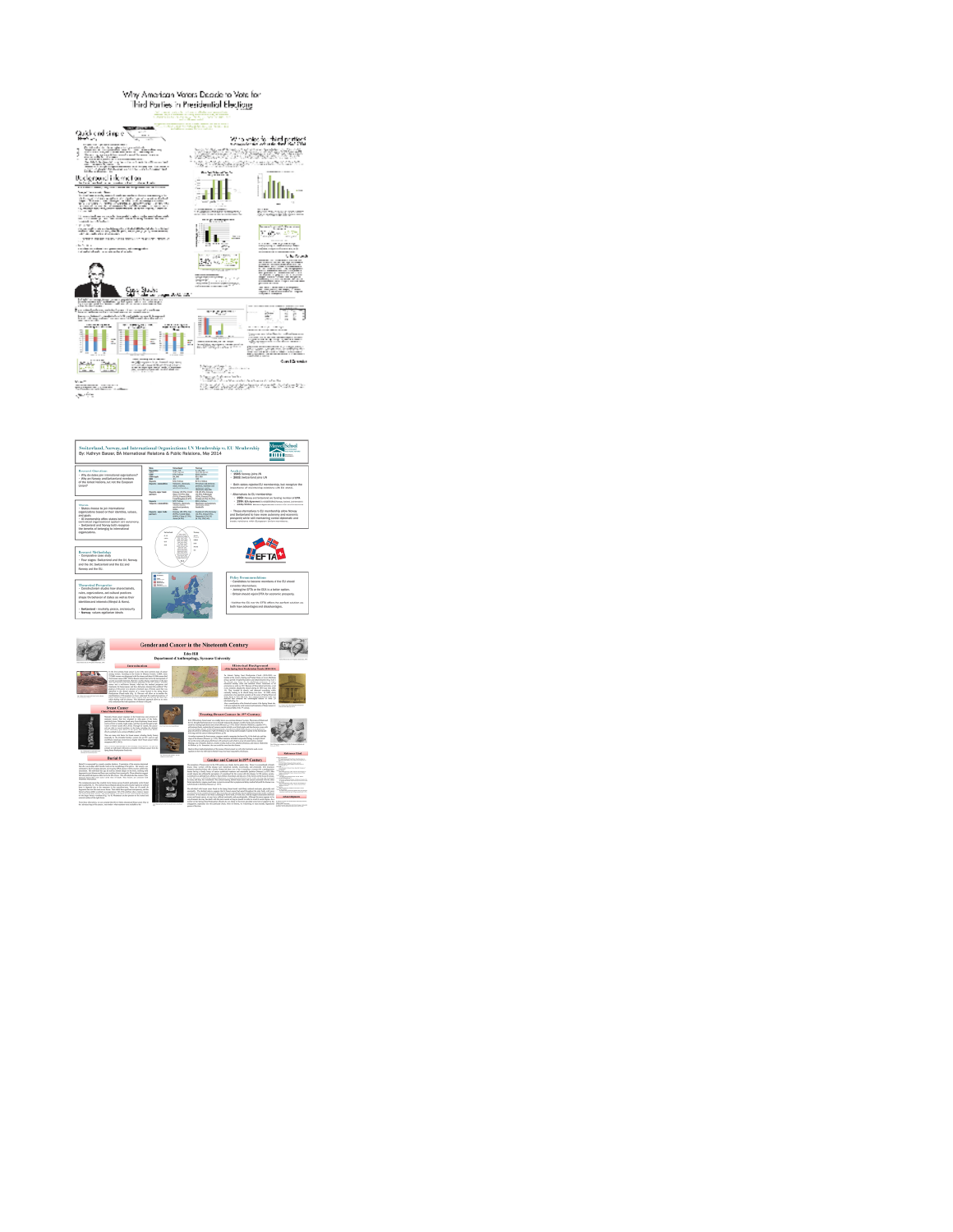# Why American Voters Decide to Vote for Third Parties in Presidential Elections

## Quick and simple

## Background Information

## Who votes for third parties?

# Switzerland, Norway, and International Organizations: UN Membership vs. EU Membership

By: Kathryn Balzer, BA International Relations & Public Relations, May 2014

### Research Questions

- Why do states join international organizations?
- Why are Norway and Switzerland members of the United Nations, but not the European Union?

### Status

### Research Methodology

### Theoretical Perspective

### Analysis

- 1945 Norway joins UN
- 2002 Switzerland joins UN

### Policy Recommendations

# Gender and Cancer in the Nineteenth Century

Edie Hill

Department of Anthropology, Syracuse University

## Introduction

## Historical Background

## Breast Cancer

## Treating Breast Cancer in 19th Century

## Burial 8

## Gender and Cancer in 19th Century

## Reference Cited

## Acknowledgments